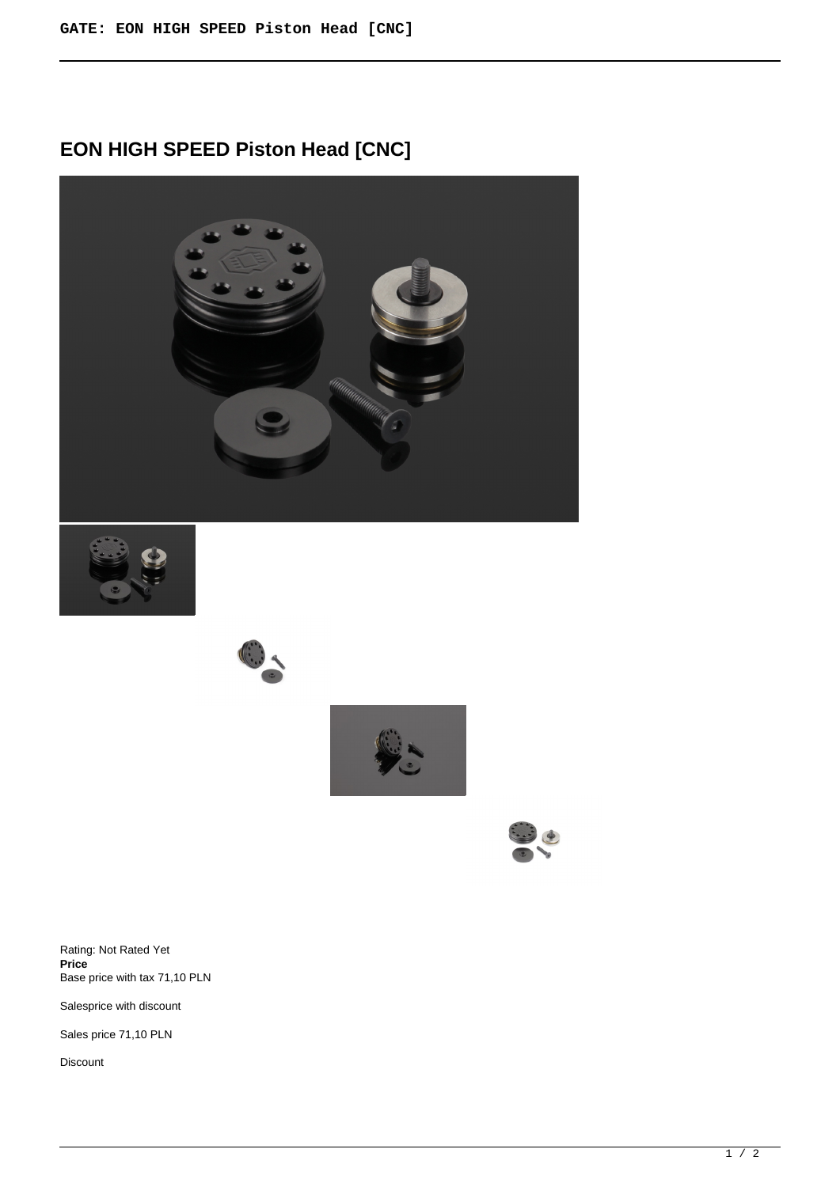# EON HIGH SPEED Piston Head [CNC]

Rating: Not Rated Yet

**Price**

Base price with tax 71,10 PLN

Salesprice with discount

Sales price 71,10 PLN

Discount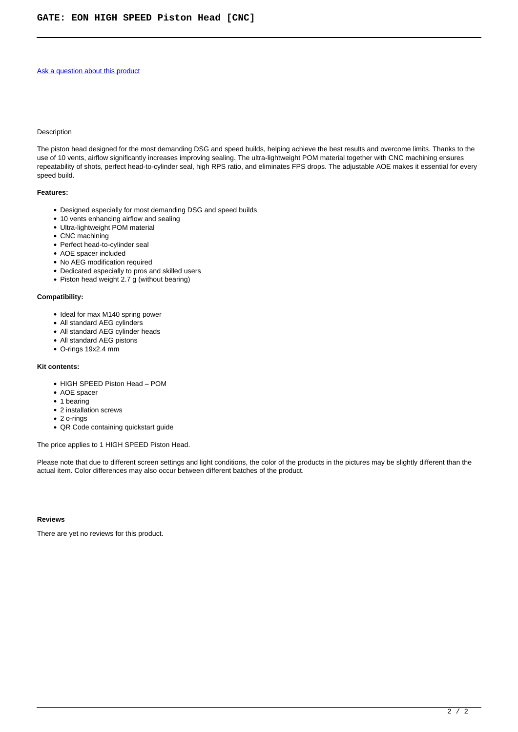# GATE: EON HIGH SPEED Piston Head [CNC]

Ask a question about this product

Description

The piston head designed for the most demanding DSG and speed builds, helping achieve the best results and overcome limits. Thanks to the use of 10 vents, airflow significantly increases improving sealing. The ultra-lightweight POM material together with CNC machining ensures repeatability of shots, perfect head-to-cylinder seal, high RPS ratio, and eliminates FPS drops. The adjustable AOE makes it essential for every speed build.

**Features:**

- Designed especially for most demanding DSG and speed builds
- 10 vents enhancing airflow and sealing
- Ultra-lightweight POM material
- CNC machining
- Perfect head-to-cylinder seal
- AOE spacer included
- No AEG modification required
- Dedicated especially to pros and skilled users
- Piston head weight 2.7 g (without bearing)

**Compatibility:**

- Ideal for max M140 spring power
- All standard AEG cylinders
- All standard AEG cylinder heads
- All standard AEG pistons
- O-rings 19x2.4 mm

**Kit contents:**

- HIGH SPEED Piston Head – POM
- AOE spacer
- 1 bearing
- 2 installation screws
- 2 o-rings
- QR Code containing quickstart guide

The price applies to 1 HIGH SPEED Piston Head.

Please note that due to different screen settings and light conditions, the color of the products in the pictures may be slightly different than the actual item. Color differences may also occur between different batches of the product.

**Reviews**

There are yet no reviews for this product.